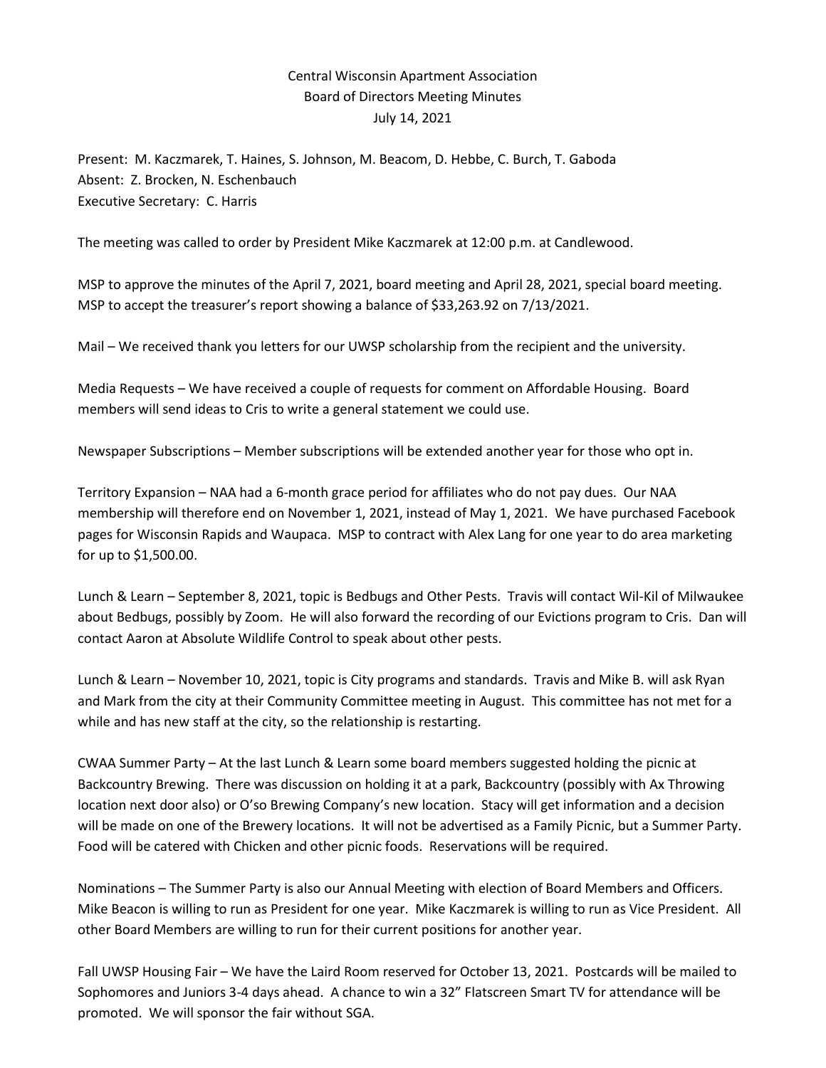Central Wisconsin Apartment Association
Board of Directors Meeting Minutes
July 14, 2021

Present: M. Kaczmarek, T. Haines, S. Johnson, M. Beacom, D. Hebbe, C. Burch, T. Gaboda
Absent: Z. Brocken, N. Eschenbauch
Executive Secretary: C. Harris

The meeting was called to order by President Mike Kaczmarek at 12:00 p.m. at Candlewood.

MSP to approve the minutes of the April 7, 2021, board meeting and April 28, 2021, special board meeting.
MSP to accept the treasurer's report showing a balance of $33,263.92 on 7/13/2021.

Mail – We received thank you letters for our UWSP scholarship from the recipient and the university.

Media Requests – We have received a couple of requests for comment on Affordable Housing. Board members will send ideas to Cris to write a general statement we could use.

Newspaper Subscriptions – Member subscriptions will be extended another year for those who opt in.

Territory Expansion – NAA had a 6-month grace period for affiliates who do not pay dues. Our NAA membership will therefore end on November 1, 2021, instead of May 1, 2021. We have purchased Facebook pages for Wisconsin Rapids and Waupaca. MSP to contract with Alex Lang for one year to do area marketing for up to $1,500.00.

Lunch & Learn – September 8, 2021, topic is Bedbugs and Other Pests. Travis will contact Wil-Kil of Milwaukee about Bedbugs, possibly by Zoom. He will also forward the recording of our Evictions program to Cris. Dan will contact Aaron at Absolute Wildlife Control to speak about other pests.

Lunch & Learn – November 10, 2021, topic is City programs and standards. Travis and Mike B. will ask Ryan and Mark from the city at their Community Committee meeting in August. This committee has not met for a while and has new staff at the city, so the relationship is restarting.

CWAA Summer Party – At the last Lunch & Learn some board members suggested holding the picnic at Backcountry Brewing. There was discussion on holding it at a park, Backcountry (possibly with Ax Throwing location next door also) or O'so Brewing Company's new location. Stacy will get information and a decision will be made on one of the Brewery locations. It will not be advertised as a Family Picnic, but a Summer Party. Food will be catered with Chicken and other picnic foods. Reservations will be required.

Nominations – The Summer Party is also our Annual Meeting with election of Board Members and Officers. Mike Beacon is willing to run as President for one year. Mike Kaczmarek is willing to run as Vice President. All other Board Members are willing to run for their current positions for another year.

Fall UWSP Housing Fair – We have the Laird Room reserved for October 13, 2021. Postcards will be mailed to Sophomores and Juniors 3-4 days ahead. A chance to win a 32" Flatscreen Smart TV for attendance will be promoted. We will sponsor the fair without SGA.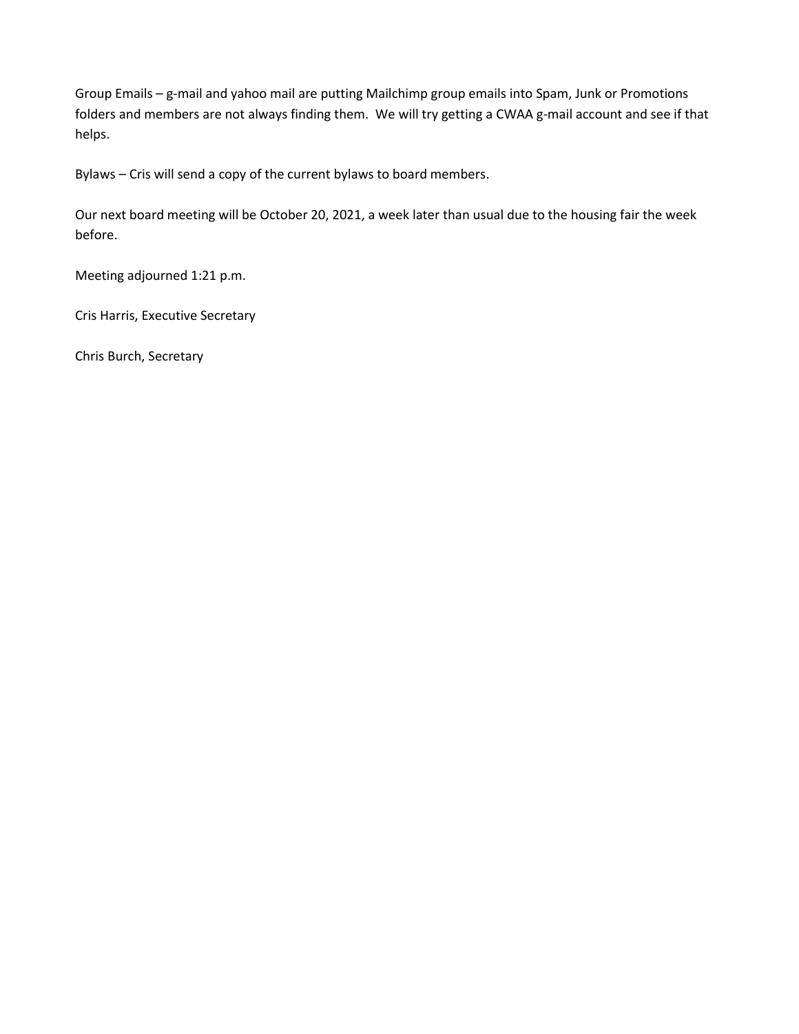Group Emails – g-mail and yahoo mail are putting Mailchimp group emails into Spam, Junk or Promotions folders and members are not always finding them. We will try getting a CWAA g-mail account and see if that helps.

Bylaws – Cris will send a copy of the current bylaws to board members.

Our next board meeting will be October 20, 2021, a week later than usual due to the housing fair the week before.

Meeting adjourned 1:21 p.m.

Cris Harris, Executive Secretary

Chris Burch, Secretary